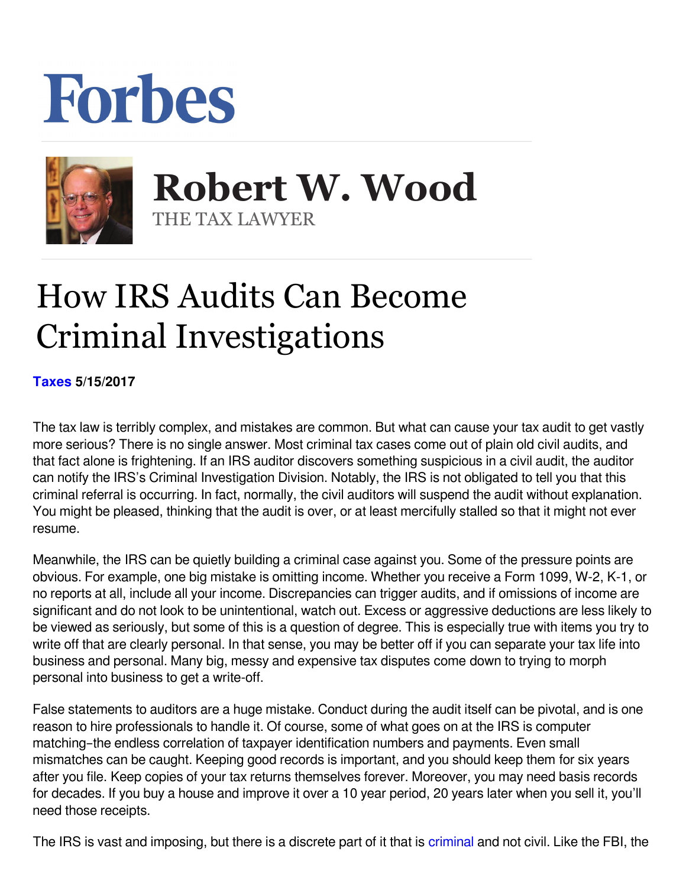Forbes

# Robert W. Wood

THE TAX LAWYER

# How IRS Audits Can Become Criminal Investigations

**Taxes 5/15/2017**

The tax law is terribly complex, and mistakes are common. But what can cause your tax audit to get vastly more serious? There is no single answer. Most criminal tax cases come out of plain old civil audits, and that fact alone is frightening. If an IRS auditor discovers something suspicious in a civil audit, the auditor can notify the IRS's Criminal Investigation Division. Notably, the IRS is not obligated to tell you that this criminal referral is occurring. In fact, normally, the civil auditors will suspend the audit without explanation. You might be pleased, thinking that the audit is over, or at least mercifully stalled so that it might not ever resume.

Meanwhile, the IRS can be quietly building a criminal case against you. Some of the pressure points are obvious. For example, one big mistake is omitting income. Whether you receive a Form 1099, W-2, K-1, or no reports at all, include all your income. Discrepancies can trigger audits, and if omissions of income are significant and do not look to be unintentional, watch out. Excess or aggressive deductions are less likely to be viewed as seriously, but some of this is a question of degree. This is especially true with items you try to write off that are clearly personal. In that sense, you may be better off if you can separate your tax life into business and personal. Many big, messy and expensive tax disputes come down to trying to morph personal into business to get a write-off.

False statements to auditors are a huge mistake. Conduct during the audit itself can be pivotal, and is one reason to hire professionals to handle it. Of course, some of what goes on at the IRS is computer matching–the endless correlation of taxpayer identification numbers and payments. Even small mismatches can be caught. Keeping good records is important, and you should keep them for six years after you file. Keep copies of your tax returns themselves forever. Moreover, you may need basis records for decades. If you buy a house and improve it over a 10 year period, 20 years later when you sell it, you'll need those receipts.

The IRS is vast and imposing, but there is a discrete part of it that is criminal and not civil. Like the FBI, the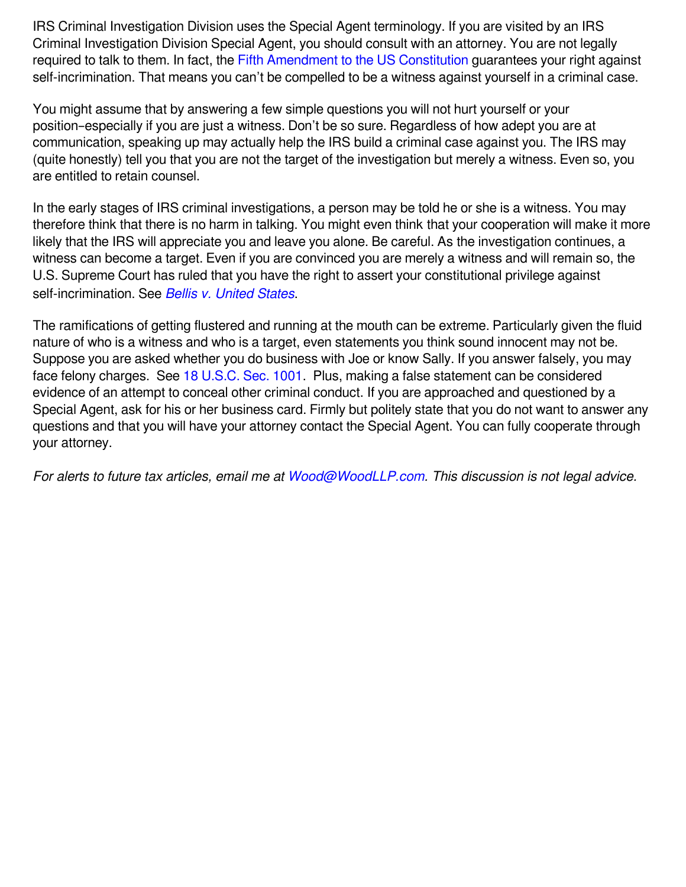IRS Criminal Investigation Division uses the Special Agent terminology. If you are visited by an IRS Criminal Investigation Division Special Agent, you should consult with an attorney. You are not legally required to talk to them. In fact, the Fifth Amendment to the US Constitution guarantees your right against self-incrimination. That means you can't be compelled to be a witness against yourself in a criminal case.

You might assume that by answering a few simple questions you will not hurt yourself or your position–especially if you are just a witness. Don't be so sure. Regardless of how adept you are at communication, speaking up may actually help the IRS build a criminal case against you. The IRS may (quite honestly) tell you that you are not the target of the investigation but merely a witness. Even so, you are entitled to retain counsel.

In the early stages of IRS criminal investigations, a person may be told he or she is a witness. You may therefore think that there is no harm in talking. You might even think that your cooperation will make it more likely that the IRS will appreciate you and leave you alone. Be careful. As the investigation continues, a witness can become a target. Even if you are convinced you are merely a witness and will remain so, the U.S. Supreme Court has ruled that you have the right to assert your constitutional privilege against self-incrimination. See *Bellis v. United States*.

The ramifications of getting flustered and running at the mouth can be extreme. Particularly given the fluid nature of who is a witness and who is a target, even statements you think sound innocent may not be. Suppose you are asked whether you do business with Joe or know Sally. If you answer falsely, you may face felony charges. See 18 U.S.C. Sec. 1001. Plus, making a false statement can be considered evidence of an attempt to conceal other criminal conduct. If you are approached and questioned by a Special Agent, ask for his or her business card. Firmly but politely state that you do not want to answer any questions and that you will have your attorney contact the Special Agent. You can fully cooperate through your attorney.

*For alerts to future tax articles, email me at Wood@WoodLLP.com. This discussion is not legal advice.*